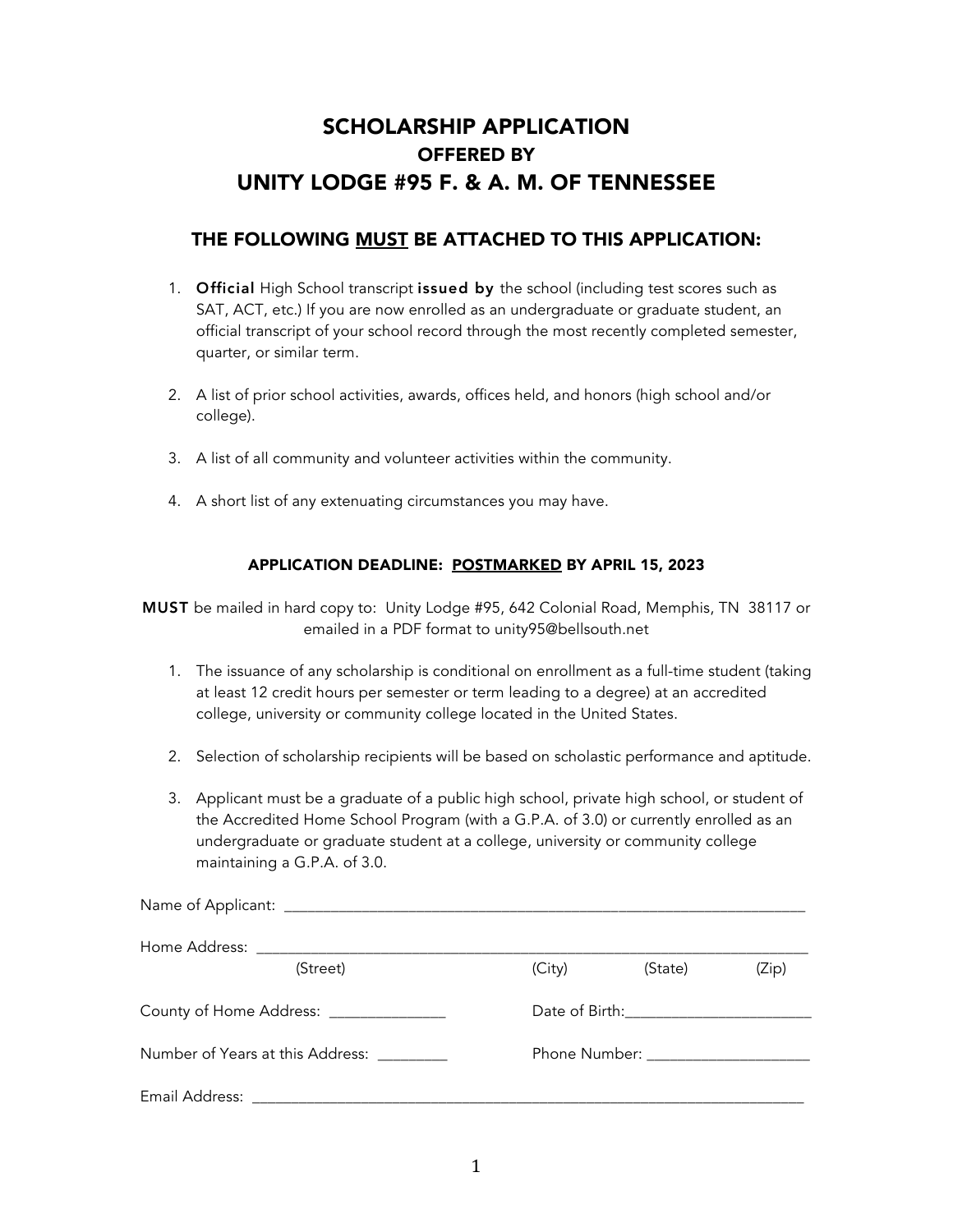# SCHOLARSHIP APPLICATION

## OFFERED BY

# UNITY LODGE #95 F. & A. M. OF TENNESSEE

## THE FOLLOWING MUST BE ATTACHED TO THIS APPLICATION:

1. **Official** High School transcript **issued by** the school (including test scores such as SAT, ACT, etc.) If you are now enrolled as an undergraduate or graduate student, an official transcript of your school record through the most recently completed semester, quarter, or similar term.

2. A list of prior school activities, awards, offices held, and honors (high school and/or college).

3. A list of all community and volunteer activities within the community.

4. A short list of any extenuating circumstances you may have.

**APPLICATION DEADLINE: POSTMARKED BY APRIL 15, 2023**

**MUST** be mailed in hard copy to: Unity Lodge #95, 642 Colonial Road, Memphis, TN 38117 or emailed in a PDF format to unity95@bellsouth.net

1. The issuance of any scholarship is conditional on enrollment as a full-time student (taking at least 12 credit hours per semester or term leading to a degree) at an accredited college, university or community college located in the United States.

2. Selection of scholarship recipients will be based on scholastic performance and aptitude.

3. Applicant must be a graduate of a public high school, private high school, or student of the Accredited Home School Program (with a G.P.A. of 3.0) or currently enrolled as an undergraduate or graduate student at a college, university or community college maintaining a G.P.A. of 3.0.

Name of Applicant: ______________________________________________________________

Home Address: ______________________________________________________________
(Street) (City) (State) (Zip)

County of Home Address: ______________ Date of Birth:______________________

Number of Years at this Address: _________ Phone Number: ____________________

Email Address: ______________________________________________________________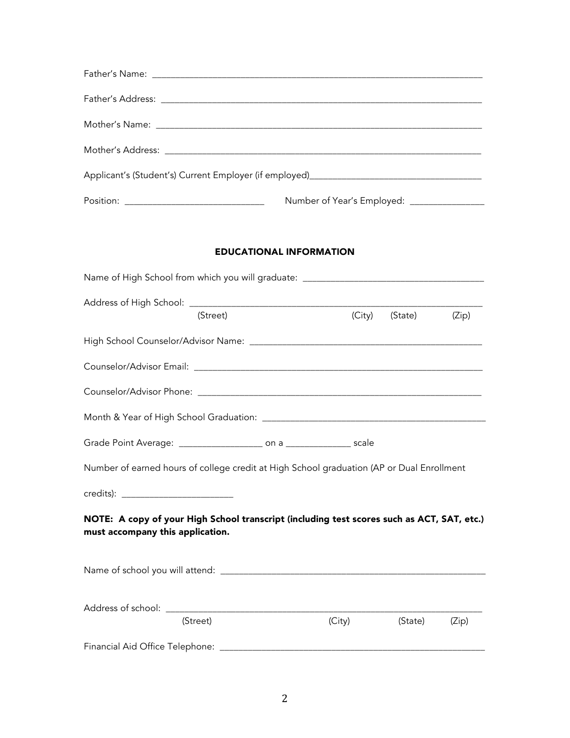Father's Name: ___________________________________________________________________________

Father's Address: _________________________________________________________________________

Mother's Name: ___________________________________________________________________________

Mother's Address: _________________________________________________________________________

Applicant's (Student's) Current Employer (if employed)_____________________________________

Position: _____________________________ Number of Year's Employed: _______________

## EDUCATIONAL INFORMATION

Name of High School from which you will graduate: ______________________________________

Address of High School: ______________________________________________________________
(Street) (City) (State) (Zip)

High School Counselor/Advisor Name: ___________________________________________________

Counselor/Advisor Email: ______________________________________________________________

Counselor/Advisor Phone: ______________________________________________________________

Month & Year of High School Graduation: _________________________________________________

Grade Point Average: __________________ on a ______________ scale

Number of earned hours of college credit at High School graduation (AP or Dual Enrollment credits): _______________________

**NOTE: A copy of your High School transcript (including test scores such as ACT, SAT, etc.) must accompany this application.**

Name of school you will attend: _________________________________________________________

Address of school: _____________________________________________________________________
(Street) (City) (State) (Zip)

Financial Aid Office Telephone: _________________________________________________________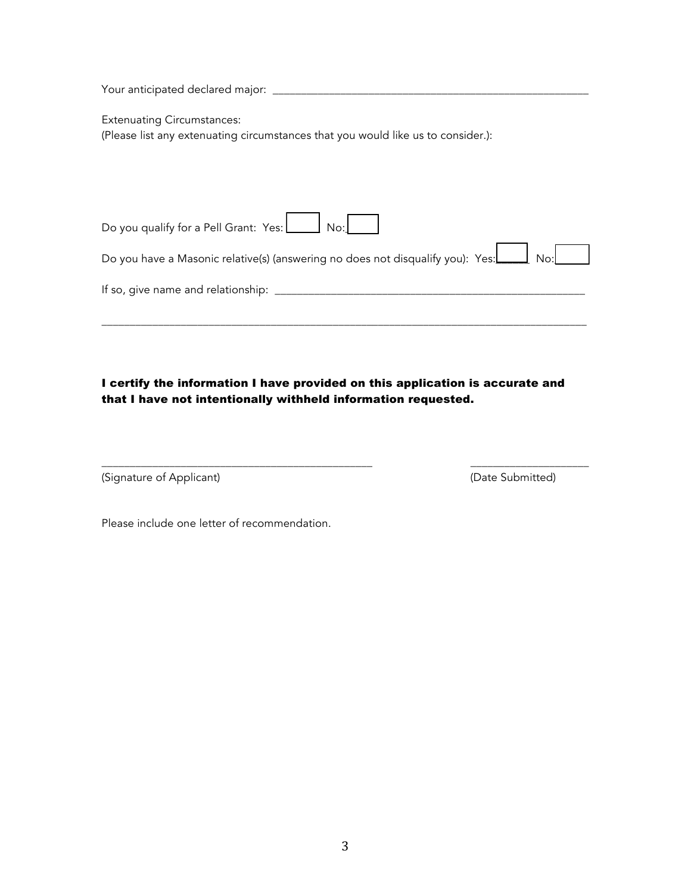Your anticipated declared major: ________________________________________________

Extenuating Circumstances:
(Please list any extenuating circumstances that you would like us to consider.):

Do you qualify for a Pell Grant: Yes: ☐ No: ☐

Do you have a Masonic relative(s) (answering no does not disqualify you): Yes: ☐ No: ☐

If so, give name and relationship: ________________________________________________

______________________________________________________________________________

**I certify the information I have provided on this application is accurate and that I have not intentionally withheld information requested.**

________________________________________ ____________________

(Signature of Applicant) (Date Submitted)

Please include one letter of recommendation.